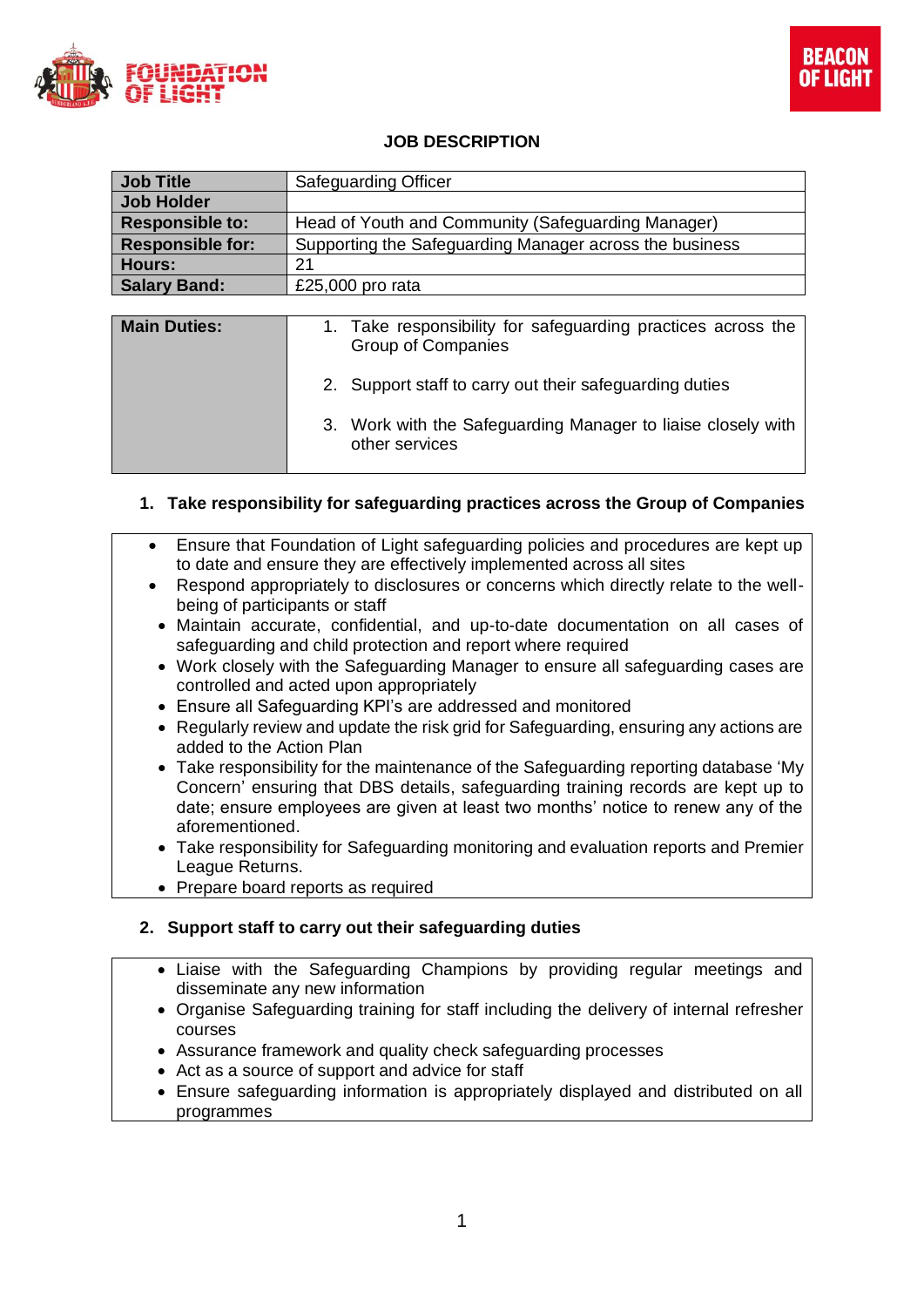# JOB DESCRIPTION

| Job Title | Safeguarding Officer |
|---|---|
| Job Holder | |
| Responsible to: | Head of Youth and Community (Safeguarding Manager) |
| Responsible for: | Supporting the Safeguarding Manager across the business |
| Hours: | 21 |
| Salary Band: | £25,000 pro rata |

| Main Duties: | 1. Take responsibility for safeguarding practices across the Group of Companies<br>2. Support staff to carry out their safeguarding duties<br>3. Work with the Safeguarding Manager to liaise closely with other services |
|---|---|

## 1. Take responsibility for safeguarding practices across the Group of Companies

- Ensure that Foundation of Light safeguarding policies and procedures are kept up to date and ensure they are effectively implemented across all sites
- Respond appropriately to disclosures or concerns which directly relate to the well-being of participants or staff
- Maintain accurate, confidential, and up-to-date documentation on all cases of safeguarding and child protection and report where required
- Work closely with the Safeguarding Manager to ensure all safeguarding cases are controlled and acted upon appropriately
- Ensure all Safeguarding KPI's are addressed and monitored
- Regularly review and update the risk grid for Safeguarding, ensuring any actions are added to the Action Plan
- Take responsibility for the maintenance of the Safeguarding reporting database 'My Concern' ensuring that DBS details, safeguarding training records are kept up to date; ensure employees are given at least two months' notice to renew any of the aforementioned.
- Take responsibility for Safeguarding monitoring and evaluation reports and Premier League Returns.
- Prepare board reports as required

## 2. Support staff to carry out their safeguarding duties

- Liaise with the Safeguarding Champions by providing regular meetings and disseminate any new information
- Organise Safeguarding training for staff including the delivery of internal refresher courses
- Assurance framework and quality check safeguarding processes
- Act as a source of support and advice for staff
- Ensure safeguarding information is appropriately displayed and distributed on all programmes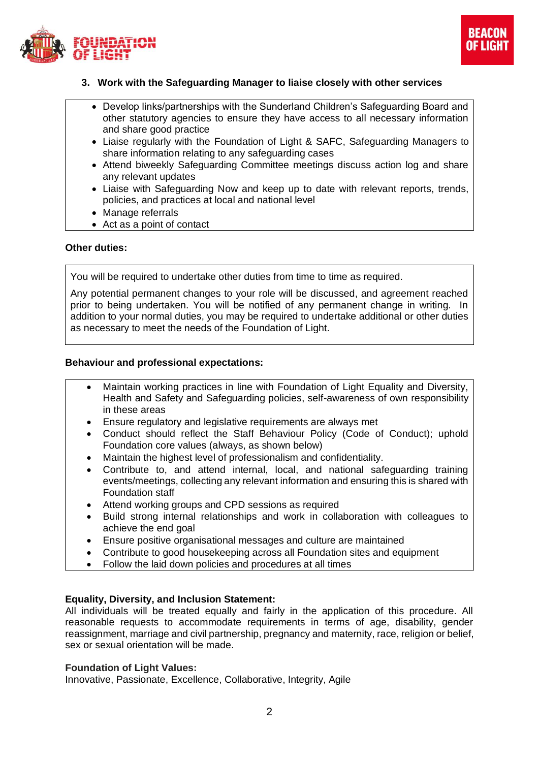### 3. Work with the Safeguarding Manager to liaise closely with other services

- Develop links/partnerships with the Sunderland Children's Safeguarding Board and other statutory agencies to ensure they have access to all necessary information and share good practice
- Liaise regularly with the Foundation of Light & SAFC, Safeguarding Managers to share information relating to any safeguarding cases
- Attend biweekly Safeguarding Committee meetings discuss action log and share any relevant updates
- Liaise with Safeguarding Now and keep up to date with relevant reports, trends, policies, and practices at local and national level
- Manage referrals
- Act as a point of contact

**Other duties:**

You will be required to undertake other duties from time to time as required.

Any potential permanent changes to your role will be discussed, and agreement reached prior to being undertaken. You will be notified of any permanent change in writing. In addition to your normal duties, you may be required to undertake additional or other duties as necessary to meet the needs of the Foundation of Light.

**Behaviour and professional expectations:**

- Maintain working practices in line with Foundation of Light Equality and Diversity, Health and Safety and Safeguarding policies, self-awareness of own responsibility in these areas
- Ensure regulatory and legislative requirements are always met
- Conduct should reflect the Staff Behaviour Policy (Code of Conduct); uphold Foundation core values (always, as shown below)
- Maintain the highest level of professionalism and confidentiality.
- Contribute to, and attend internal, local, and national safeguarding training events/meetings, collecting any relevant information and ensuring this is shared with Foundation staff
- Attend working groups and CPD sessions as required
- Build strong internal relationships and work in collaboration with colleagues to achieve the end goal
- Ensure positive organisational messages and culture are maintained
- Contribute to good housekeeping across all Foundation sites and equipment
- Follow the laid down policies and procedures at all times

**Equality, Diversity, and Inclusion Statement:**
All individuals will be treated equally and fairly in the application of this procedure. All reasonable requests to accommodate requirements in terms of age, disability, gender reassignment, marriage and civil partnership, pregnancy and maternity, race, religion or belief, sex or sexual orientation will be made.

**Foundation of Light Values:**
Innovative, Passionate, Excellence, Collaborative, Integrity, Agile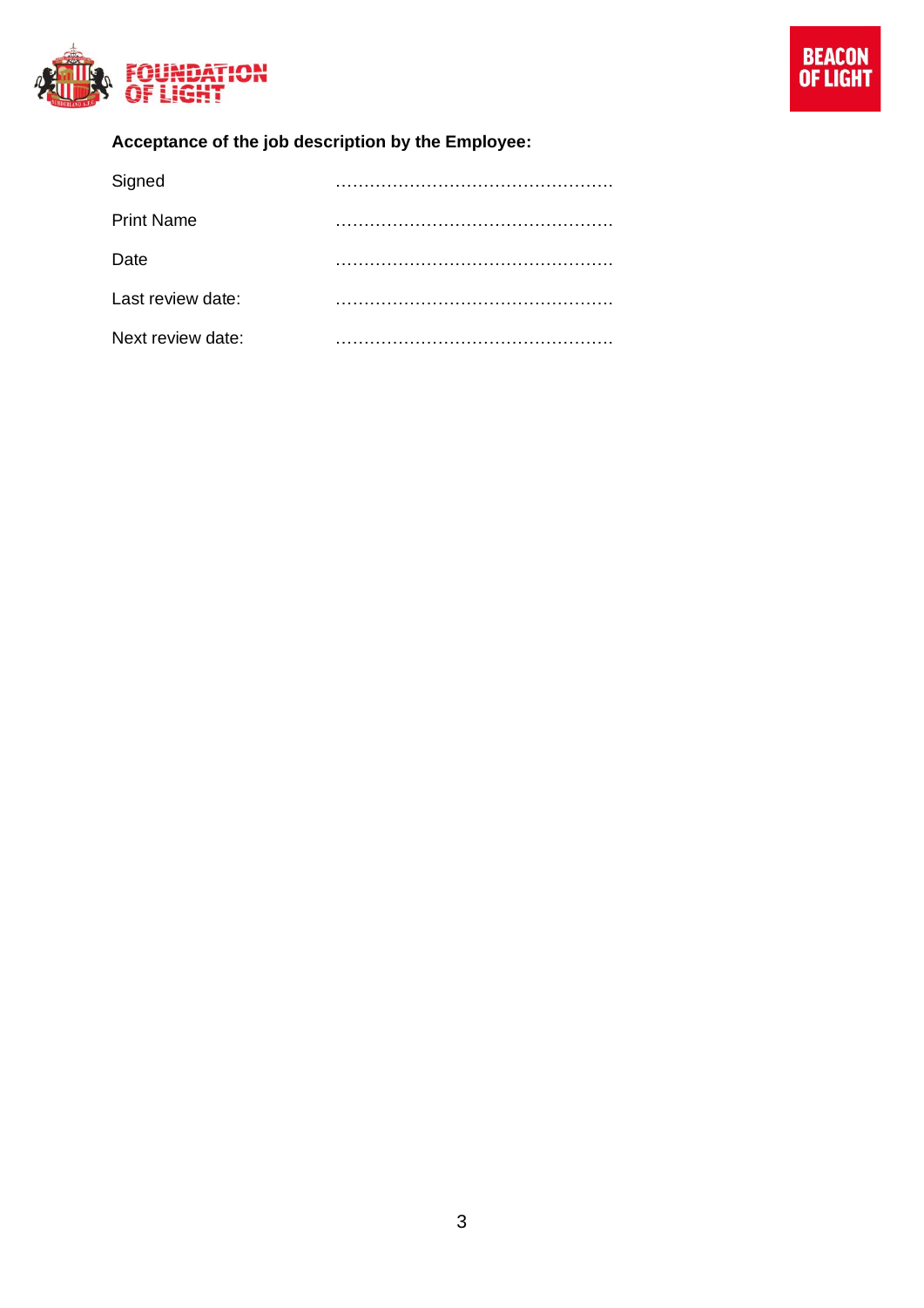**Acceptance of the job description by the Employee:**

| | |
|---|---|
| Signed | …………………………………………… |
| Print Name | …………………………………………… |
| Date | …………………………………………… |
| Last review date: | …………………………………………… |
| Next review date: | …………………………………………… |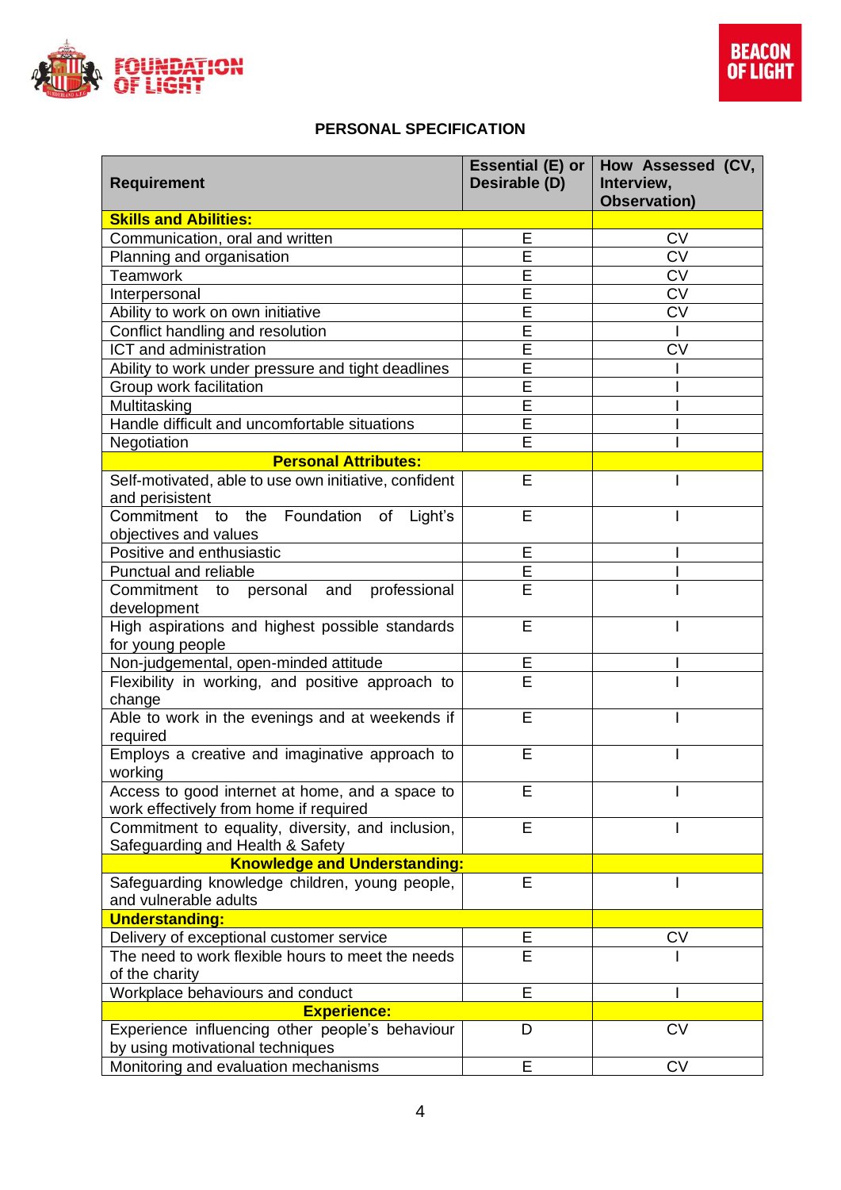## PERSONAL SPECIFICATION

| Requirement | Essential (E) or Desirable (D) | How Assessed (CV, Interview, Observation) |
|---|---|---|
| **Skills and Abilities:** | | |
| Communication, oral and written | E | CV |
| Planning and organisation | E | CV |
| Teamwork | E | CV |
| Interpersonal | E | CV |
| Ability to work on own initiative | E | CV |
| Conflict handling and resolution | E | I |
| ICT and administration | E | CV |
| Ability to work under pressure and tight deadlines | E | I |
| Group work facilitation | E | I |
| Multitasking | E | I |
| Handle difficult and uncomfortable situations | E | I |
| Negotiation | E | I |
| **Personal Attributes:** | | |
| Self-motivated, able to use own initiative, confident and perisistent | E | I |
| Commitment to the Foundation of Light's objectives and values | E | I |
| Positive and enthusiastic | E | I |
| Punctual and reliable | E | I |
| Commitment to personal and professional development | E | I |
| High aspirations and highest possible standards for young people | E | I |
| Non-judgemental, open-minded attitude | E | I |
| Flexibility in working, and positive approach to change | E | I |
| Able to work in the evenings and at weekends if required | E | I |
| Employs a creative and imaginative approach to working | E | I |
| Access to good internet at home, and a space to work effectively from home if required | E | I |
| Commitment to equality, diversity, and inclusion, Safeguarding and Health & Safety | E | I |
| **Knowledge and Understanding:** | | |
| Safeguarding knowledge children, young people, and vulnerable adults | E | I |
| **Understanding:** | | |
| Delivery of exceptional customer service | E | CV |
| The need to work flexible hours to meet the needs of the charity | E | I |
| Workplace behaviours and conduct | E | I |
| **Experience:** | | |
| Experience influencing other people's behaviour by using motivational techniques | D | CV |
| Monitoring and evaluation mechanisms | E | CV |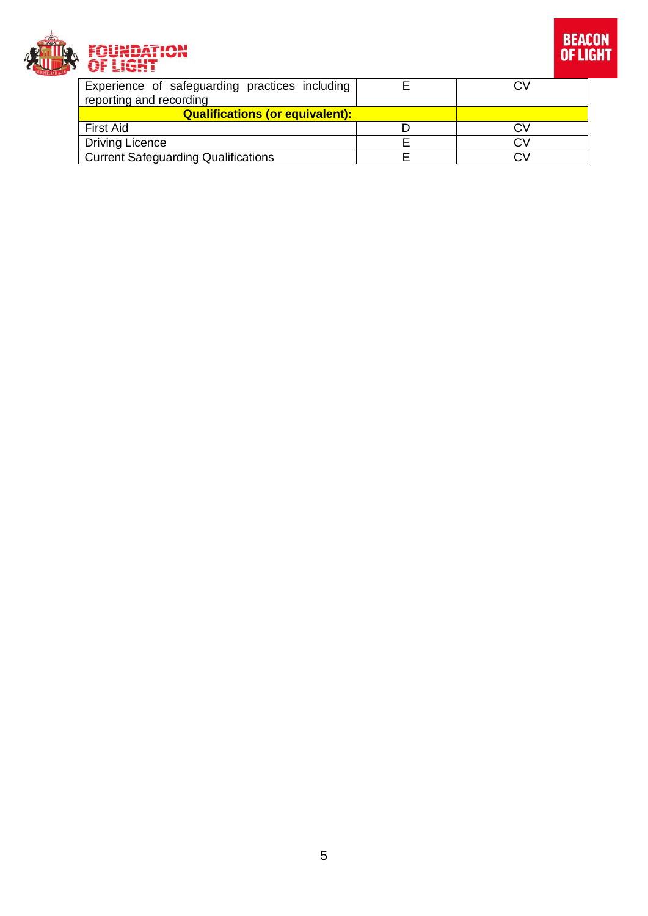| | | |
|---|---|---|
| Experience of safeguarding practices including reporting and recording | E | CV |
| **Qualifications (or equivalent):** | | |
| First Aid | D | CV |
| Driving Licence | E | CV |
| Current Safeguarding Qualifications | E | CV |